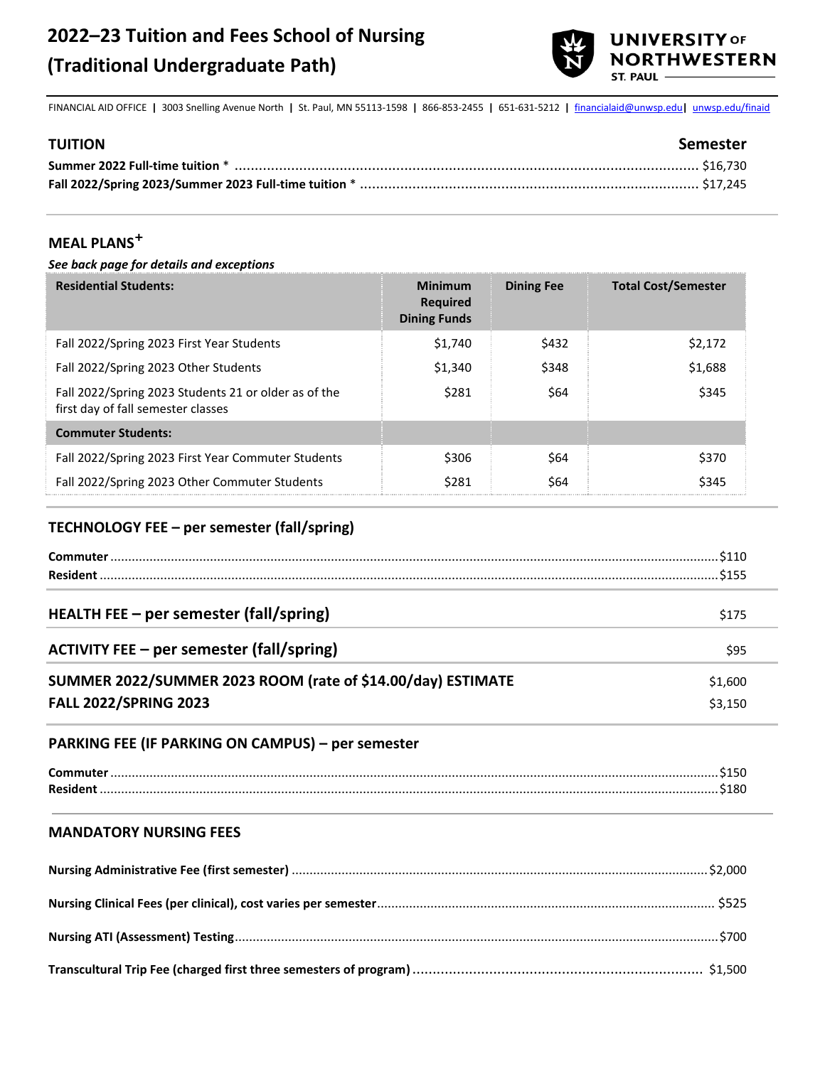# 2022–23 Tuition and Fees School of Nursing (Traditional Undergraduate Path)

UNIVERSITY OF NORTHWESTERN ST. PAUL

FINANCIAL AID OFFICE | 3003 Snelling Avenue North | St. Paul, MN 55113-1598 | 866-853-2455 | 651-631-5212 | financialaid@unwsp.edu | unwsp.edu/finaid

## TUITION

| | Semester |
|---|---|
| **Summer 2022 Full-time tuition** * | $16,730 |
| **Fall 2022/Spring 2023/Summer 2023 Full-time tuition** * | $17,245 |

## MEAL PLANS+

*See back page for details and exceptions*

| Residential Students: | Minimum Required Dining Funds | Dining Fee | Total Cost/Semester |
|---|---|---|---|
| Fall 2022/Spring 2023 First Year Students | $1,740 | $432 | $2,172 |
| Fall 2022/Spring 2023 Other Students | $1,340 | $348 | $1,688 |
| Fall 2022/Spring 2023 Students 21 or older as of the first day of fall semester classes | $281 | $64 | $345 |
| **Commuter Students:** | | | |
| Fall 2022/Spring 2023 First Year Commuter Students | $306 | $64 | $370 |
| Fall 2022/Spring 2023 Other Commuter Students | $281 | $64 | $345 |

## TECHNOLOGY FEE – per semester (fall/spring)

| | |
|---|---|
| **Commuter** | $110 |
| **Resident** | $155 |

## HEALTH FEE – per semester (fall/spring)

$175

## ACTIVITY FEE – per semester (fall/spring)

$95

## SUMMER 2022/SUMMER 2023 ROOM (rate of $14.00/day) ESTIMATE

$1,600

## FALL 2022/SPRING 2023

$3,150

## PARKING FEE (IF PARKING ON CAMPUS) – per semester

| | |
|---|---|
| **Commuter** | $150 |
| **Resident** | $180 |

## MANDATORY NURSING FEES

| | |
|---|---|
| **Nursing Administrative Fee (first semester)** | $2,000 |
| **Nursing Clinical Fees (per clinical), cost varies per semester** | $525 |
| **Nursing ATI (Assessment) Testing** | $700 |
| **Transcultural Trip Fee (charged first three semesters of program)** | $1,500 |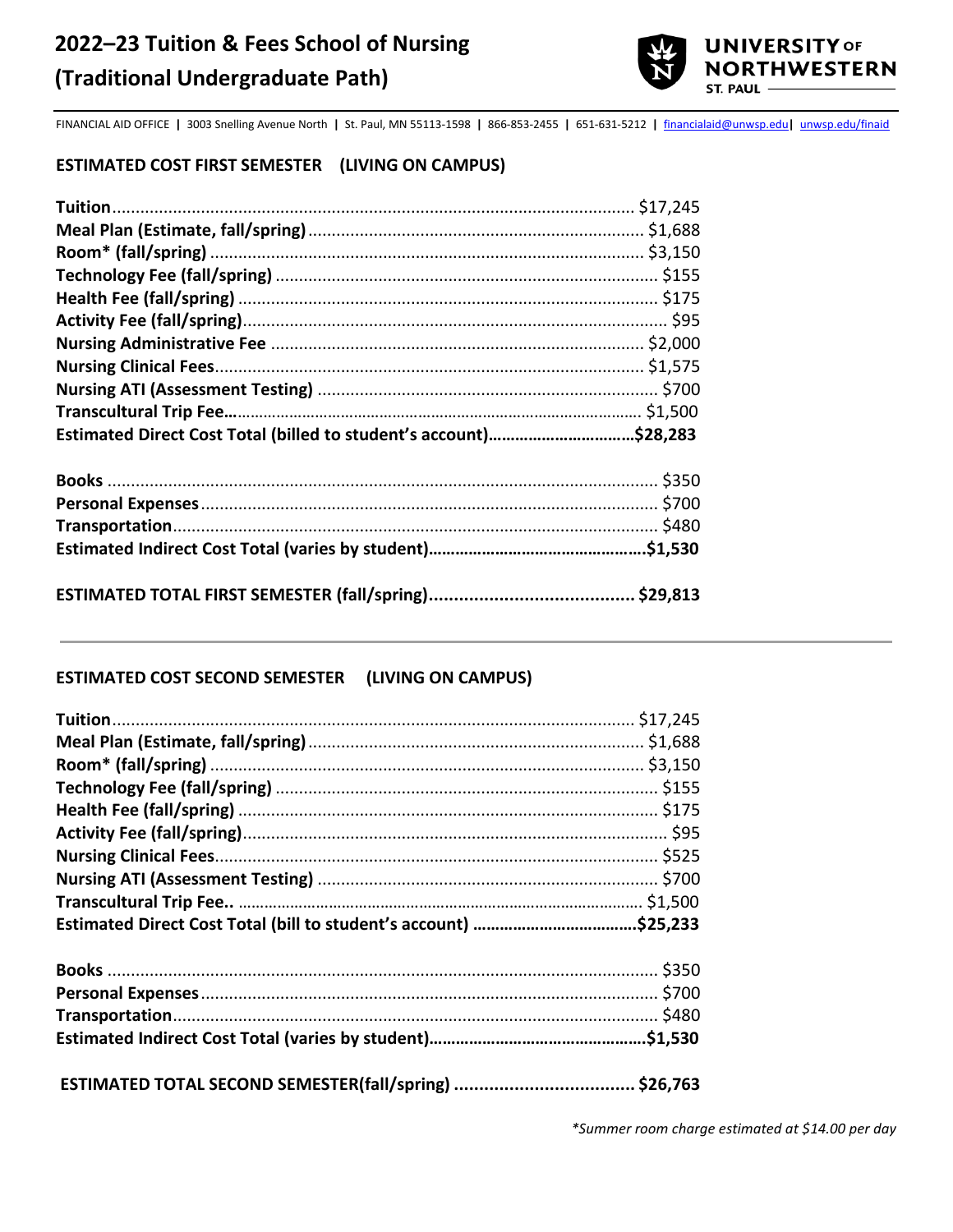# 2022–23 Tuition & Fees School of Nursing (Traditional Undergraduate Path)

FINANCIAL AID OFFICE | 3003 Snelling Avenue North | St. Paul, MN 55113-1598 | 866-853-2455 | 651-631-5212 | financialaid@unwsp.edu | unwsp.edu/finaid

## ESTIMATED COST FIRST SEMESTER (LIVING ON CAMPUS)

| Item | Amount |
|---|---|
| **Tuition** | $17,245 |
| **Meal Plan (Estimate, fall/spring)** | $1,688 |
| **Room* (fall/spring)** | $3,150 |
| **Technology Fee (fall/spring)** | $155 |
| **Health Fee (fall/spring)** | $175 |
| **Activity Fee (fall/spring)** | $95 |
| **Nursing Administrative Fee** | $2,000 |
| **Nursing Clinical Fees** | $1,575 |
| **Nursing ATI (Assessment Testing)** | $700 |
| **Transcultural Trip Fee** | $1,500 |
| **Estimated Direct Cost Total (billed to student's account)** | **$28,283** |

| Item | Amount |
|---|---|
| **Books** | $350 |
| **Personal Expenses** | $700 |
| **Transportation** | $480 |
| **Estimated Indirect Cost Total (varies by student)** | **$1,530** |

**ESTIMATED TOTAL FIRST SEMESTER (fall/spring) .......... $29,813**

## ESTIMATED COST SECOND SEMESTER (LIVING ON CAMPUS)

| Item | Amount |
|---|---|
| **Tuition** | $17,245 |
| **Meal Plan (Estimate, fall/spring)** | $1,688 |
| **Room* (fall/spring)** | $3,150 |
| **Technology Fee (fall/spring)** | $155 |
| **Health Fee (fall/spring)** | $175 |
| **Activity Fee (fall/spring)** | $95 |
| **Nursing Clinical Fees** | $525 |
| **Nursing ATI (Assessment Testing)** | $700 |
| **Transcultural Trip Fee..** | $1,500 |
| **Estimated Direct Cost Total (bill to student's account)** | **$25,233** |

| Item | Amount |
|---|---|
| **Books** | $350 |
| **Personal Expenses** | $700 |
| **Transportation** | $480 |
| **Estimated Indirect Cost Total (varies by student)** | **$1,530** |

**ESTIMATED TOTAL SECOND SEMESTER(fall/spring) .......... $26,763**

*\*Summer room charge estimated at $14.00 per day*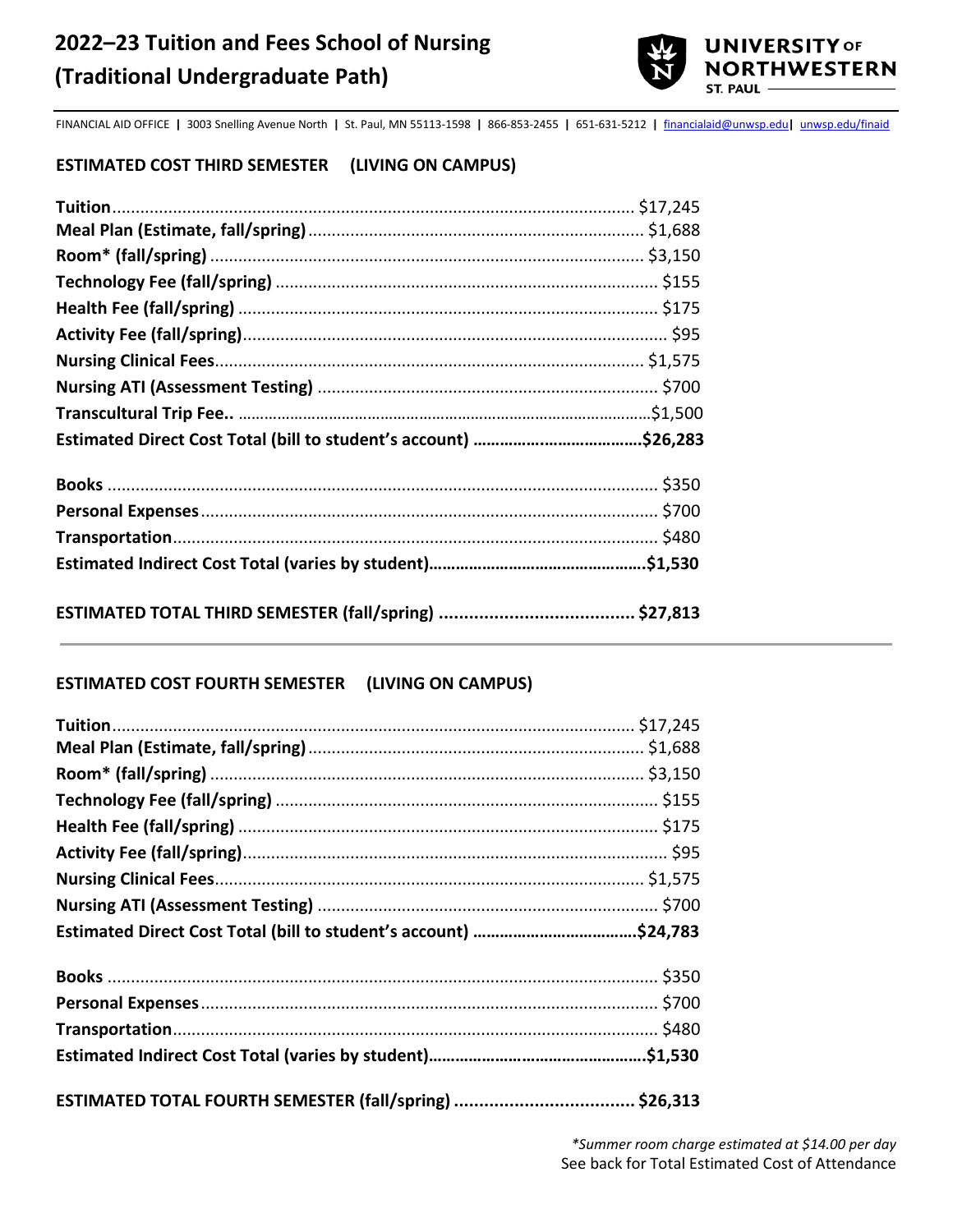# 2022–23 Tuition and Fees School of Nursing (Traditional Undergraduate Path)

UNIVERSITY OF NORTHWESTERN ST. PAUL

FINANCIAL AID OFFICE | 3003 Snelling Avenue North | St. Paul, MN 55113-1598 | 866-853-2455 | 651-631-5212 | financialaid@unwsp.edu | unwsp.edu/finaid

## ESTIMATED COST THIRD SEMESTER (LIVING ON CAMPUS)

| Item | Cost |
|---|---|
| **Tuition** | $17,245 |
| **Meal Plan (Estimate, fall/spring)** | $1,688 |
| **Room* (fall/spring)** | $3,150 |
| **Technology Fee (fall/spring)** | $155 |
| **Health Fee (fall/spring)** | $175 |
| **Activity Fee (fall/spring)** | $95 |
| **Nursing Clinical Fees** | $1,575 |
| **Nursing ATI (Assessment Testing)** | $700 |
| **Transcultural Trip Fee..** | $1,500 |
| **Estimated Direct Cost Total (bill to student's account)** | **$26,283** |

| Item | Cost |
|---|---|
| **Books** | $350 |
| **Personal Expenses** | $700 |
| **Transportation** | $480 |
| **Estimated Indirect Cost Total (varies by student)** | **$1,530** |

**ESTIMATED TOTAL THIRD SEMESTER (fall/spring) ....................................... $27,813**

## ESTIMATED COST FOURTH SEMESTER (LIVING ON CAMPUS)

| Item | Cost |
|---|---|
| **Tuition** | $17,245 |
| **Meal Plan (Estimate, fall/spring)** | $1,688 |
| **Room* (fall/spring)** | $3,150 |
| **Technology Fee (fall/spring)** | $155 |
| **Health Fee (fall/spring)** | $175 |
| **Activity Fee (fall/spring)** | $95 |
| **Nursing Clinical Fees** | $1,575 |
| **Nursing ATI (Assessment Testing)** | $700 |
| **Estimated Direct Cost Total (bill to student's account)** | **$24,783** |

| Item | Cost |
|---|---|
| **Books** | $350 |
| **Personal Expenses** | $700 |
| **Transportation** | $480 |
| **Estimated Indirect Cost Total (varies by student)** | **$1,530** |

**ESTIMATED TOTAL FOURTH SEMESTER (fall/spring) .................................... $26,313**

*\*Summer room charge estimated at $14.00 per day*

See back for Total Estimated Cost of Attendance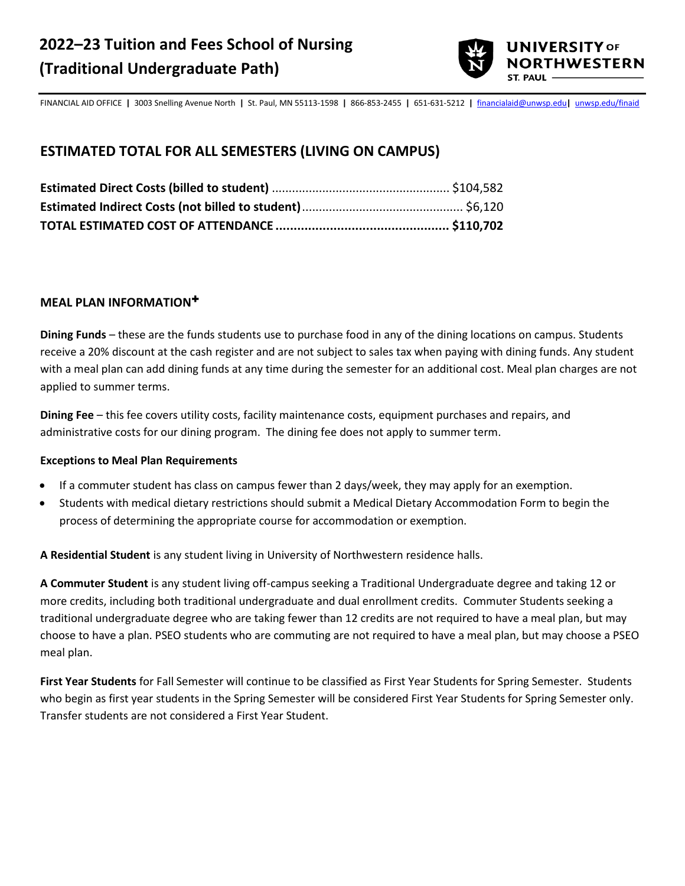# 2022–23 Tuition and Fees School of Nursing (Traditional Undergraduate Path)

FINANCIAL AID OFFICE | 3003 Snelling Avenue North | St. Paul, MN 55113-1598 | 866-853-2455 | 651-631-5212 | financialaid@unwsp.edu | unwsp.edu/finaid

## ESTIMATED TOTAL FOR ALL SEMESTERS (LIVING ON CAMPUS)

| | |
|---|---|
| **Estimated Direct Costs (billed to student)** | $104,582 |
| **Estimated Indirect Costs (not billed to student)** | $6,120 |
| **TOTAL ESTIMATED COST OF ATTENDANCE** | **$110,702** |

### MEAL PLAN INFORMATION✚

**Dining Funds** – these are the funds students use to purchase food in any of the dining locations on campus. Students receive a 20% discount at the cash register and are not subject to sales tax when paying with dining funds. Any student with a meal plan can add dining funds at any time during the semester for an additional cost. Meal plan charges are not applied to summer terms.

**Dining Fee** – this fee covers utility costs, facility maintenance costs, equipment purchases and repairs, and administrative costs for our dining program. The dining fee does not apply to summer term.

**Exceptions to Meal Plan Requirements**

- If a commuter student has class on campus fewer than 2 days/week, they may apply for an exemption.
- Students with medical dietary restrictions should submit a Medical Dietary Accommodation Form to begin the process of determining the appropriate course for accommodation or exemption.

**A Residential Student** is any student living in University of Northwestern residence halls.

**A Commuter Student** is any student living off-campus seeking a Traditional Undergraduate degree and taking 12 or more credits, including both traditional undergraduate and dual enrollment credits. Commuter Students seeking a traditional undergraduate degree who are taking fewer than 12 credits are not required to have a meal plan, but may choose to have a plan. PSEO students who are commuting are not required to have a meal plan, but may choose a PSEO meal plan.

**First Year Students** for Fall Semester will continue to be classified as First Year Students for Spring Semester. Students who begin as first year students in the Spring Semester will be considered First Year Students for Spring Semester only. Transfer students are not considered a First Year Student.